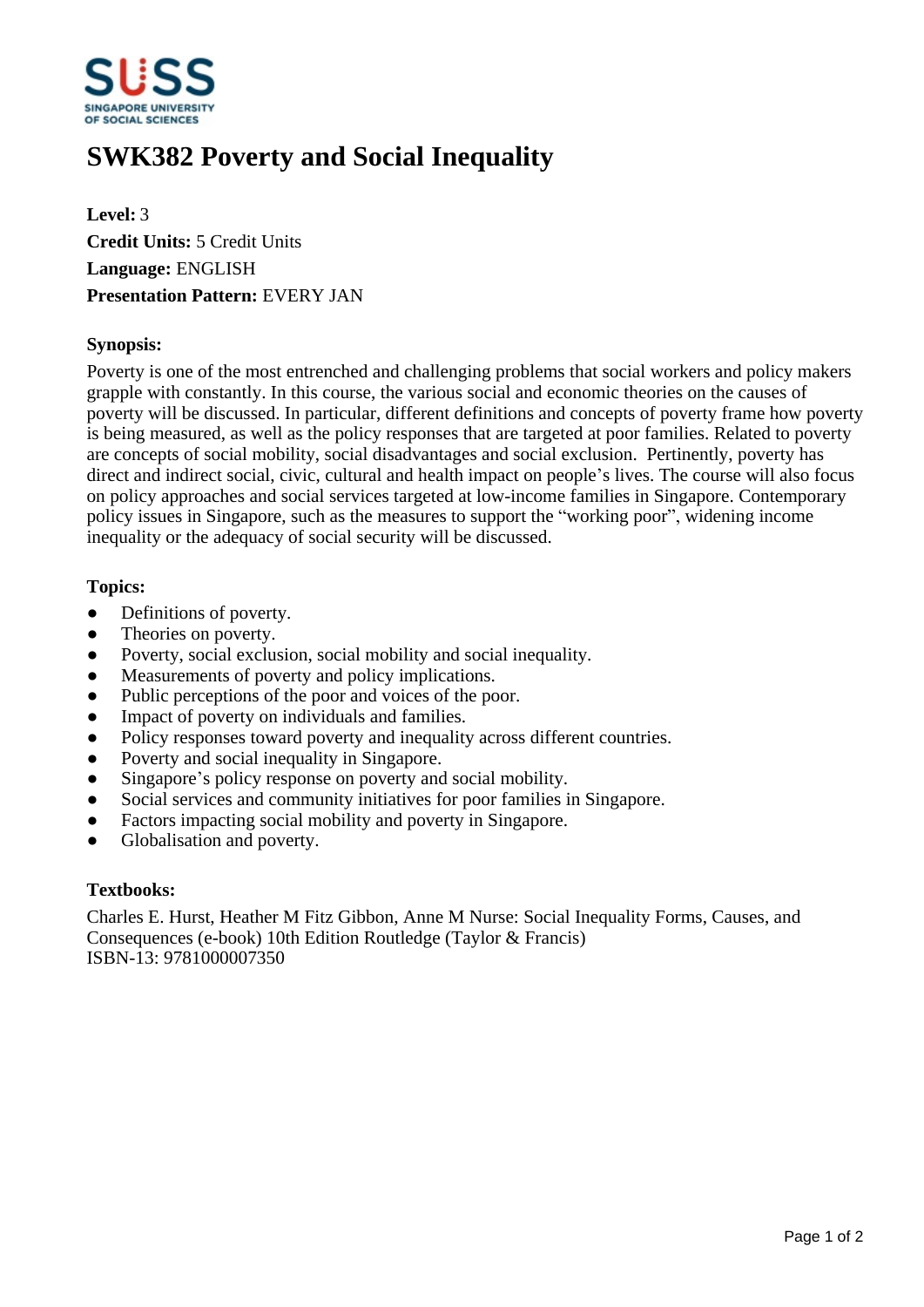# SWK382 Poverty and Social Inequality

**Level:** 3
**Credit Units:** 5 Credit Units
**Language:** ENGLISH
**Presentation Pattern:** EVERY JAN

**Synopsis:**

Poverty is one of the most entrenched and challenging problems that social workers and policy makers grapple with constantly. In this course, the various social and economic theories on the causes of poverty will be discussed. In particular, different definitions and concepts of poverty frame how poverty is being measured, as well as the policy responses that are targeted at poor families. Related to poverty are concepts of social mobility, social disadvantages and social exclusion. Pertinently, poverty has direct and indirect social, civic, cultural and health impact on people's lives. The course will also focus on policy approaches and social services targeted at low-income families in Singapore. Contemporary policy issues in Singapore, such as the measures to support the "working poor", widening income inequality or the adequacy of social security will be discussed.

**Topics:**

- Definitions of poverty.
- Theories on poverty.
- Poverty, social exclusion, social mobility and social inequality.
- Measurements of poverty and policy implications.
- Public perceptions of the poor and voices of the poor.
- Impact of poverty on individuals and families.
- Policy responses toward poverty and inequality across different countries.
- Poverty and social inequality in Singapore.
- Singapore's policy response on poverty and social mobility.
- Social services and community initiatives for poor families in Singapore.
- Factors impacting social mobility and poverty in Singapore.
- Globalisation and poverty.

**Textbooks:**

Charles E. Hurst, Heather M Fitz Gibbon, Anne M Nurse: Social Inequality Forms, Causes, and Consequences (e-book) 10th Edition Routledge (Taylor & Francis)
ISBN-13: 9781000007350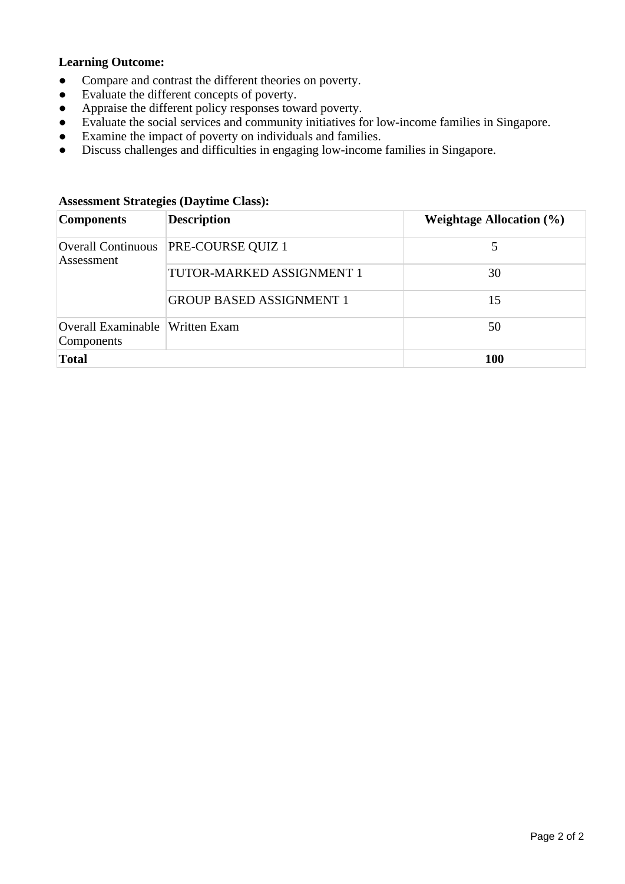**Learning Outcome:**

- Compare and contrast the different theories on poverty.
- Evaluate the different concepts of poverty.
- Appraise the different policy responses toward poverty.
- Evaluate the social services and community initiatives for low-income families in Singapore.
- Examine the impact of poverty on individuals and families.
- Discuss challenges and difficulties in engaging low-income families in Singapore.

**Assessment Strategies (Daytime Class):**

| **Components** | **Description** | **Weightage Allocation (%)** |
|---|---|---|
| Overall Continuous Assessment | PRE-COURSE QUIZ 1 | 5 |
| | TUTOR-MARKED ASSIGNMENT 1 | 30 |
| | GROUP BASED ASSIGNMENT 1 | 15 |
| Overall Examinable Components | Written Exam | 50 |
| **Total** | | **100** |